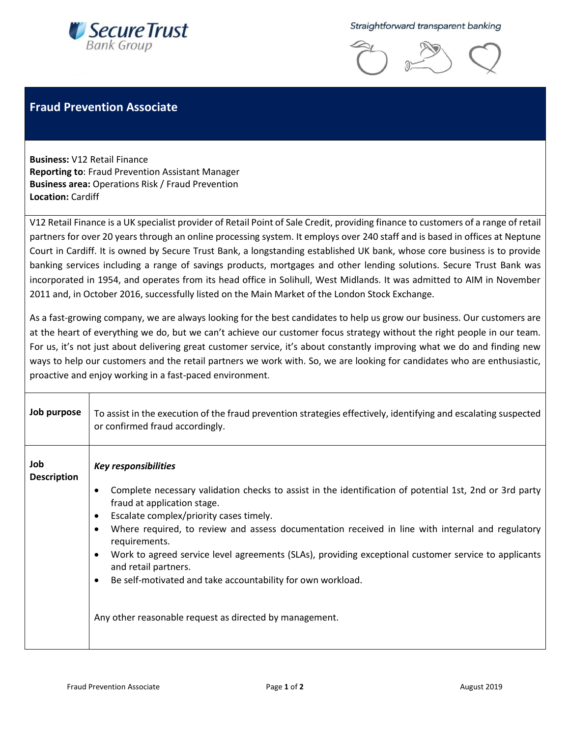Straightforward transparent banking

# Fraud Prevention Associate

**Business:** V12 Retail Finance
**Reporting to**: Fraud Prevention Assistant Manager
**Business area:** Operations Risk / Fraud Prevention
**Location:** Cardiff

V12 Retail Finance is a UK specialist provider of Retail Point of Sale Credit, providing finance to customers of a range of retail partners for over 20 years through an online processing system. It employs over 240 staff and is based in offices at Neptune Court in Cardiff. It is owned by Secure Trust Bank, a longstanding established UK bank, whose core business is to provide banking services including a range of savings products, mortgages and other lending solutions. Secure Trust Bank was incorporated in 1954, and operates from its head office in Solihull, West Midlands. It was admitted to AIM in November 2011 and, in October 2016, successfully listed on the Main Market of the London Stock Exchange.

As a fast-growing company, we are always looking for the best candidates to help us grow our business. Our customers are at the heart of everything we do, but we can't achieve our customer focus strategy without the right people in our team. For us, it's not just about delivering great customer service, it's about constantly improving what we do and finding new ways to help our customers and the retail partners we work with. So, we are looking for candidates who are enthusiastic, proactive and enjoy working in a fast-paced environment.

| | |
|---|---|
| **Job purpose** | To assist in the execution of the fraud prevention strategies effectively, identifying and escalating suspected or confirmed fraud accordingly. |
| **Job Description** | ***Key responsibilities***<br>• Complete necessary validation checks to assist in the identification of potential 1st, 2nd or 3rd party fraud at application stage.<br>• Escalate complex/priority cases timely.<br>• Where required, to review and assess documentation received in line with internal and regulatory requirements.<br>• Work to agreed service level agreements (SLAs), providing exceptional customer service to applicants and retail partners.<br>• Be self-motivated and take accountability for own workload.<br><br>Any other reasonable request as directed by management. |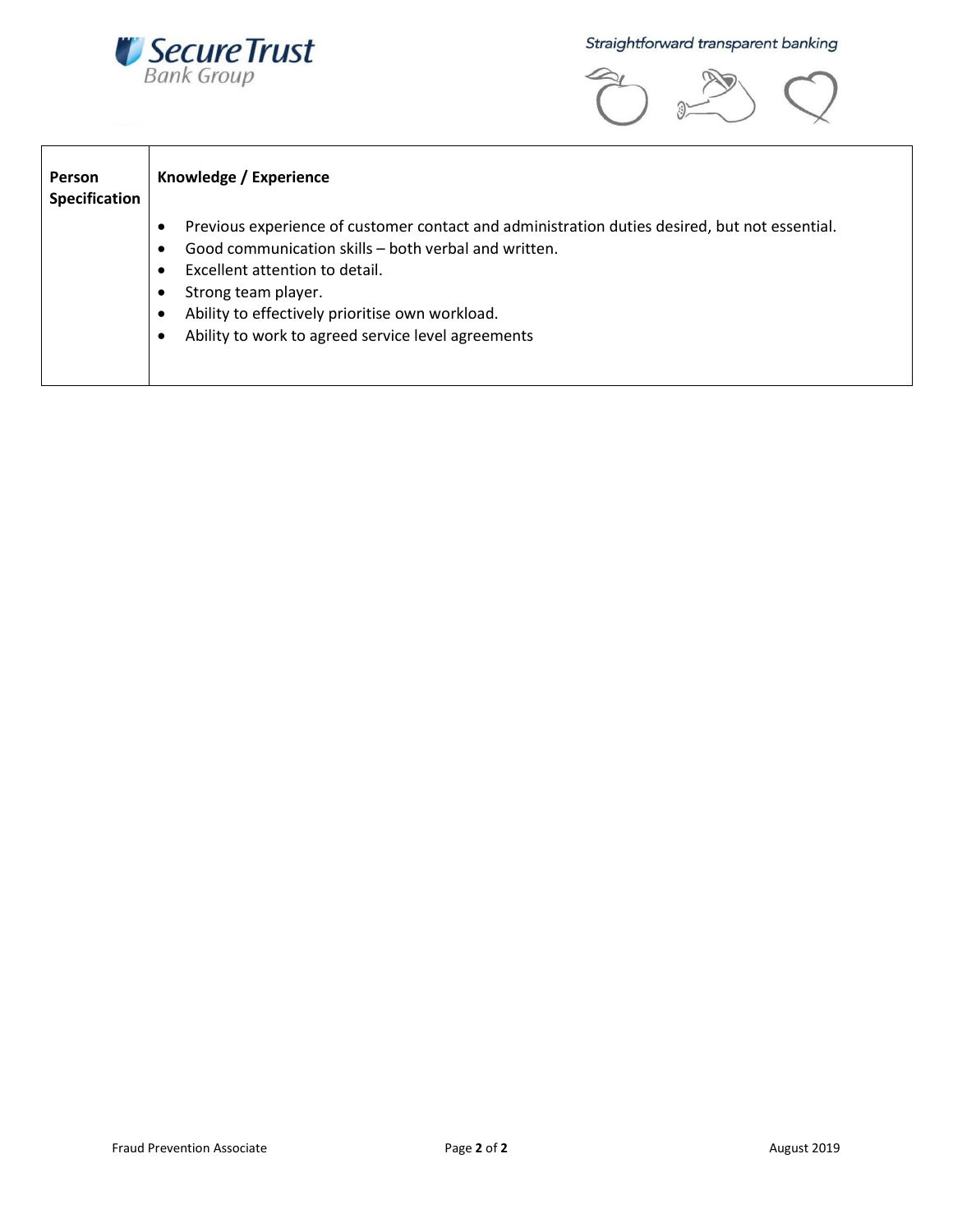| | |
|---|---|
| **Person Specification** | **Knowledge / Experience**<br><br>• Previous experience of customer contact and administration duties desired, but not essential.<br>• Good communication skills – both verbal and written.<br>• Excellent attention to detail.<br>• Strong team player.<br>• Ability to effectively prioritise own workload.<br>• Ability to work to agreed service level agreements |